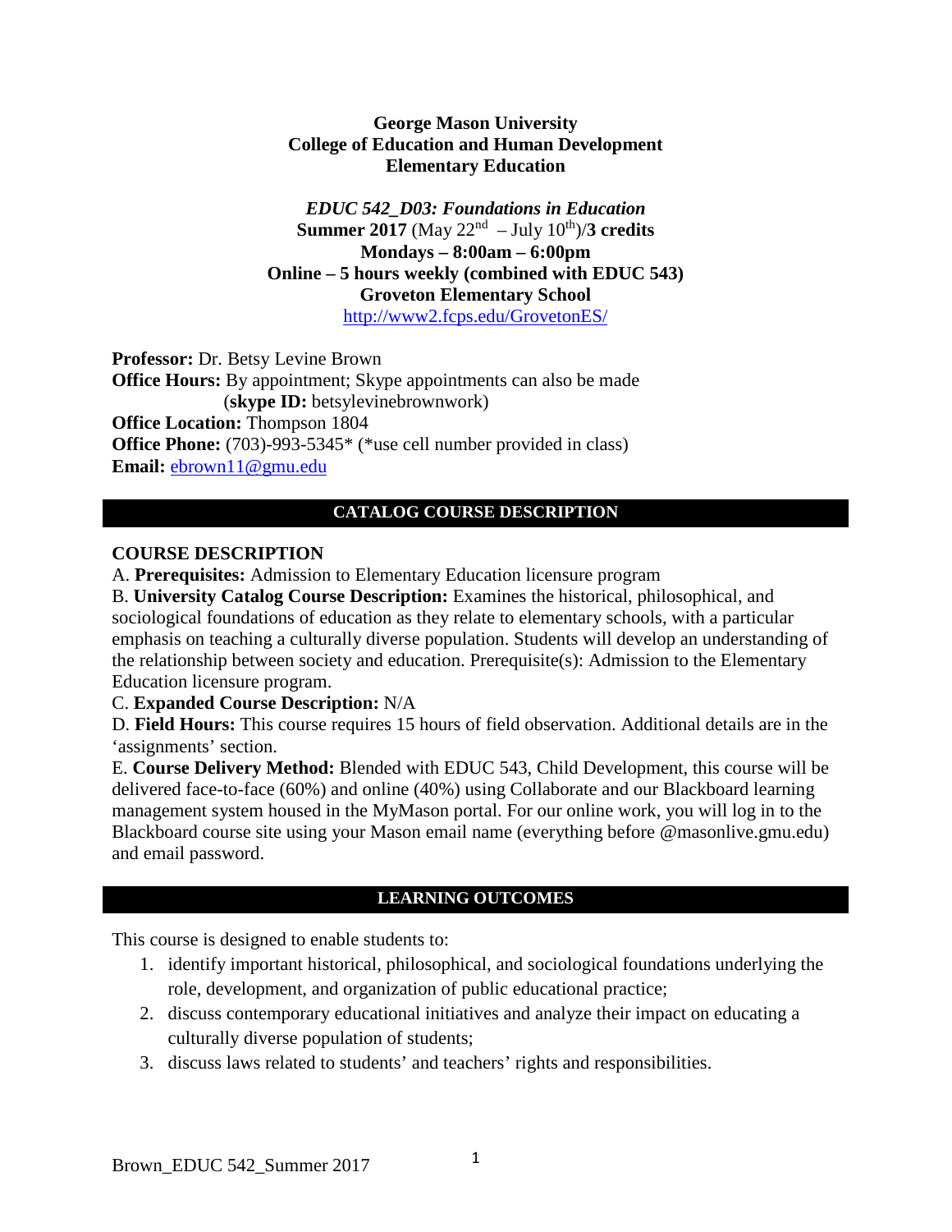**George Mason University**
**College of Education and Human Development**
**Elementary Education**

***EDUC 542_D03: Foundations in Education***
**Summer 2017** (May 22nd – July 10th)/**3 credits**
**Mondays – 8:00am – 6:00pm**
**Online – 5 hours weekly (combined with EDUC 543)**
**Groveton Elementary School**
http://www2.fcps.edu/GrovetonES/

**Professor:** Dr. Betsy Levine Brown
**Office Hours:** By appointment; Skype appointments can also be made (**skype ID:** betsylevinebrownwork)
**Office Location:** Thompson 1804
**Office Phone:** (703)-993-5345* (*use cell number provided in class)
**Email:** ebrown11@gmu.edu

## CATALOG COURSE DESCRIPTION

### COURSE DESCRIPTION

A. **Prerequisites:** Admission to Elementary Education licensure program

B. **University Catalog Course Description:** Examines the historical, philosophical, and sociological foundations of education as they relate to elementary schools, with a particular emphasis on teaching a culturally diverse population. Students will develop an understanding of the relationship between society and education. Prerequisite(s): Admission to the Elementary Education licensure program.

C. **Expanded Course Description:** N/A

D. **Field Hours:** This course requires 15 hours of field observation. Additional details are in the 'assignments' section.

E. **Course Delivery Method:** Blended with EDUC 543, Child Development, this course will be delivered face-to-face (60%) and online (40%) using Collaborate and our Blackboard learning management system housed in the MyMason portal. For our online work, you will log in to the Blackboard course site using your Mason email name (everything before @masonlive.gmu.edu) and email password.

## LEARNING OUTCOMES

This course is designed to enable students to:

1. identify important historical, philosophical, and sociological foundations underlying the role, development, and organization of public educational practice;
2. discuss contemporary educational initiatives and analyze their impact on educating a culturally diverse population of students;
3. discuss laws related to students' and teachers' rights and responsibilities.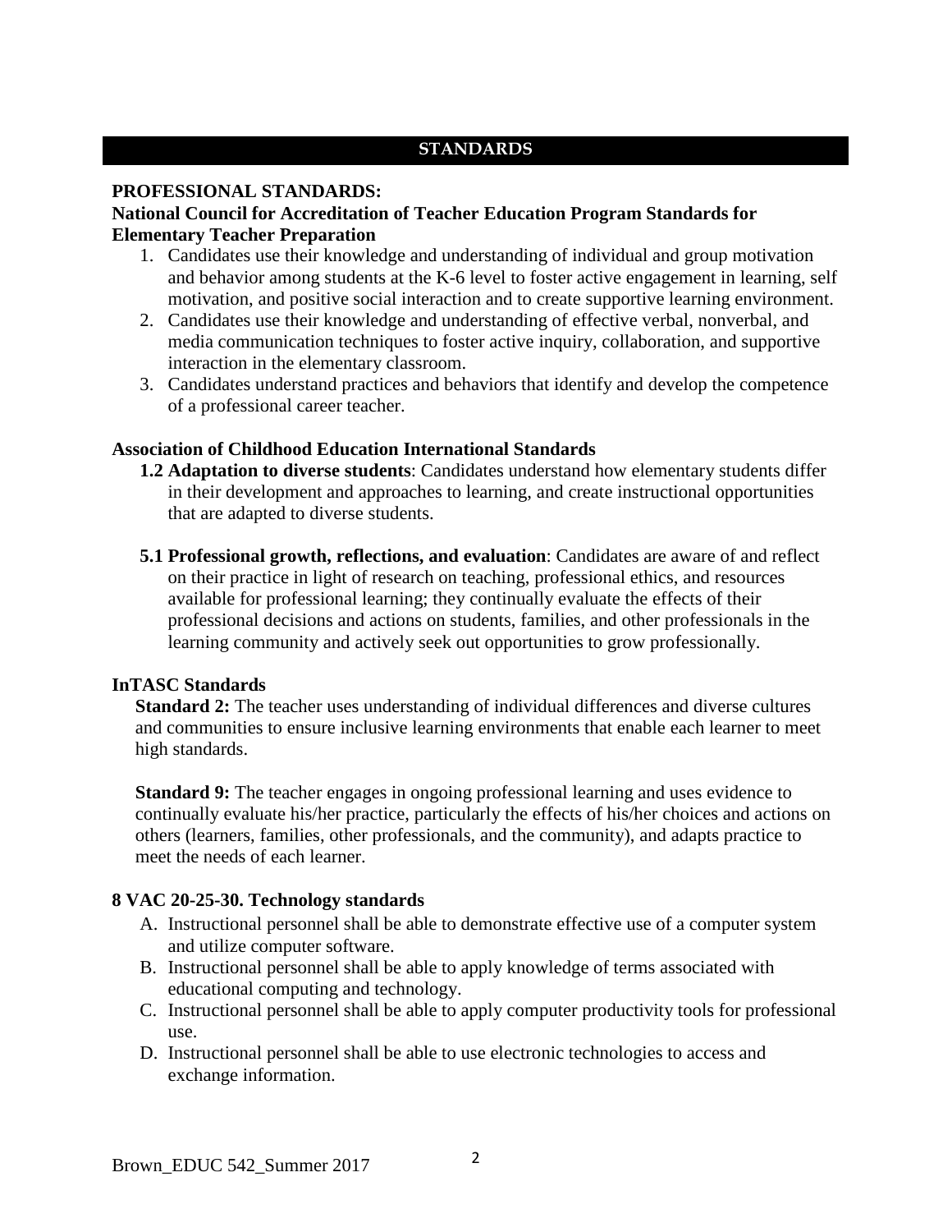## STANDARDS

**PROFESSIONAL STANDARDS:**

**National Council for Accreditation of Teacher Education Program Standards for Elementary Teacher Preparation**

1. Candidates use their knowledge and understanding of individual and group motivation and behavior among students at the K-6 level to foster active engagement in learning, self motivation, and positive social interaction and to create supportive learning environment.
2. Candidates use their knowledge and understanding of effective verbal, nonverbal, and media communication techniques to foster active inquiry, collaboration, and supportive interaction in the elementary classroom.
3. Candidates understand practices and behaviors that identify and develop the competence of a professional career teacher.

**Association of Childhood Education International Standards**

**1.2 Adaptation to diverse students**: Candidates understand how elementary students differ in their development and approaches to learning, and create instructional opportunities that are adapted to diverse students.

**5.1 Professional growth, reflections, and evaluation**: Candidates are aware of and reflect on their practice in light of research on teaching, professional ethics, and resources available for professional learning; they continually evaluate the effects of their professional decisions and actions on students, families, and other professionals in the learning community and actively seek out opportunities to grow professionally.

**InTASC Standards**

**Standard 2:** The teacher uses understanding of individual differences and diverse cultures and communities to ensure inclusive learning environments that enable each learner to meet high standards.

**Standard 9:** The teacher engages in ongoing professional learning and uses evidence to continually evaluate his/her practice, particularly the effects of his/her choices and actions on others (learners, families, other professionals, and the community), and adapts practice to meet the needs of each learner.

**8 VAC 20-25-30. Technology standards**

A. Instructional personnel shall be able to demonstrate effective use of a computer system and utilize computer software.
B. Instructional personnel shall be able to apply knowledge of terms associated with educational computing and technology.
C. Instructional personnel shall be able to apply computer productivity tools for professional use.
D. Instructional personnel shall be able to use electronic technologies to access and exchange information.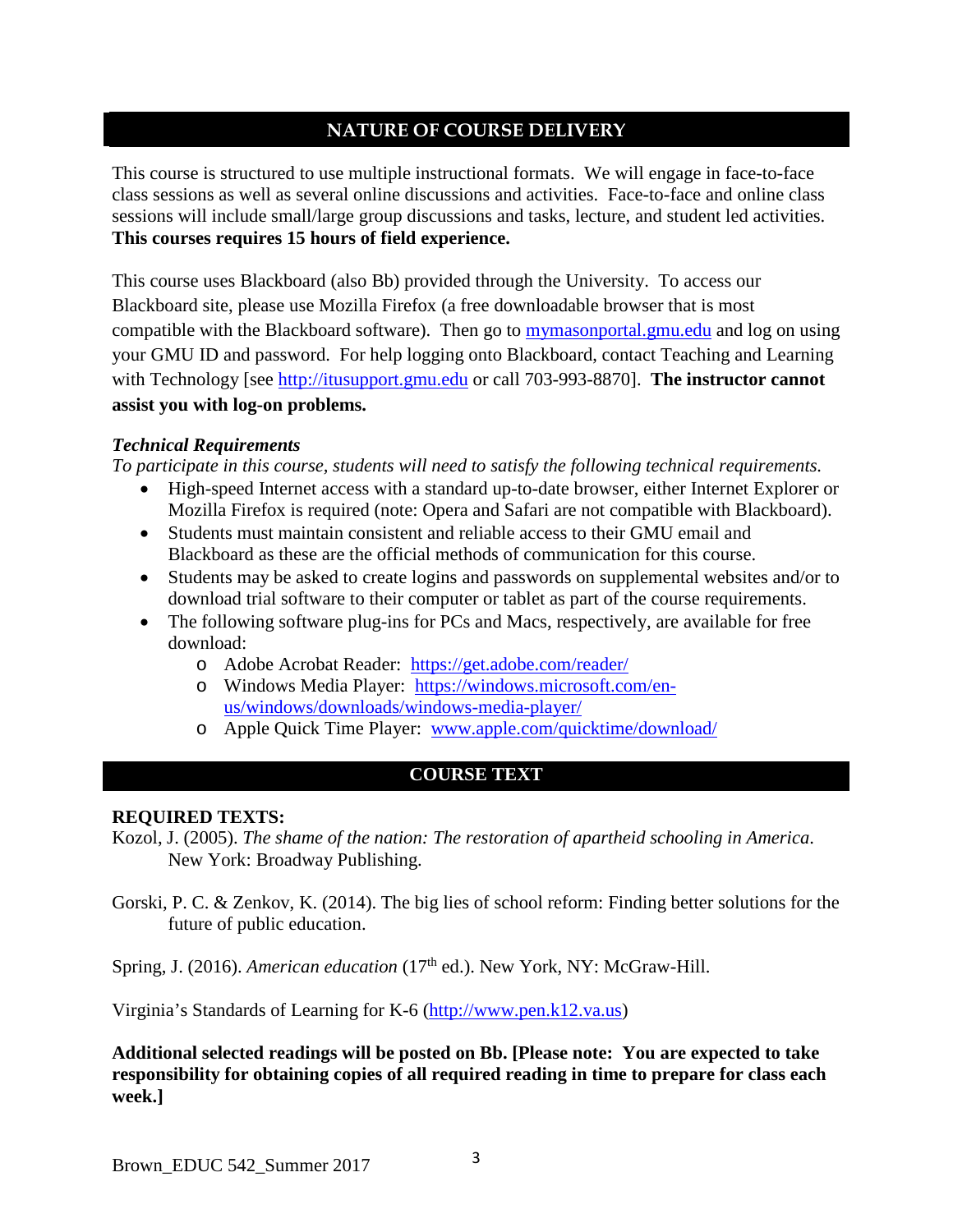## NATURE OF COURSE DELIVERY

This course is structured to use multiple instructional formats. We will engage in face-to-face class sessions as well as several online discussions and activities. Face-to-face and online class sessions will include small/large group discussions and tasks, lecture, and student led activities. **This courses requires 15 hours of field experience.**

This course uses Blackboard (also Bb) provided through the University. To access our Blackboard site, please use Mozilla Firefox (a free downloadable browser that is most compatible with the Blackboard software). Then go to [mymasonportal.gmu.edu](mymasonportal.gmu.edu) and log on using your GMU ID and password. For help logging onto Blackboard, contact Teaching and Learning with Technology [see [http://itusupport.gmu.edu](http://itusupport.gmu.edu) or call 703-993-8870]. **The instructor cannot assist you with log-on problems.**

### *Technical Requirements*

*To participate in this course, students will need to satisfy the following technical requirements.*

- High-speed Internet access with a standard up-to-date browser, either Internet Explorer or Mozilla Firefox is required (note: Opera and Safari are not compatible with Blackboard).
- Students must maintain consistent and reliable access to their GMU email and Blackboard as these are the official methods of communication for this course.
- Students may be asked to create logins and passwords on supplemental websites and/or to download trial software to their computer or tablet as part of the course requirements.
- The following software plug-ins for PCs and Macs, respectively, are available for free download:
  - Adobe Acrobat Reader: [https://get.adobe.com/reader/](https://get.adobe.com/reader/)
  - Windows Media Player: [https://windows.microsoft.com/en-us/windows/downloads/windows-media-player/](https://windows.microsoft.com/en-us/windows/downloads/windows-media-player/)
  - Apple Quick Time Player: [www.apple.com/quicktime/download/](www.apple.com/quicktime/download/)

## COURSE TEXT

**REQUIRED TEXTS:**

Kozol, J. (2005). *The shame of the nation: The restoration of apartheid schooling in America*. New York: Broadway Publishing.

Gorski, P. C. & Zenkov, K. (2014). The big lies of school reform: Finding better solutions for the future of public education.

Spring, J. (2016). *American education* (17th ed.). New York, NY: McGraw-Hill.

Virginia's Standards of Learning for K-6 ([http://www.pen.k12.va.us](http://www.pen.k12.va.us))

**Additional selected readings will be posted on Bb. [Please note: You are expected to take responsibility for obtaining copies of all required reading in time to prepare for class each week.]**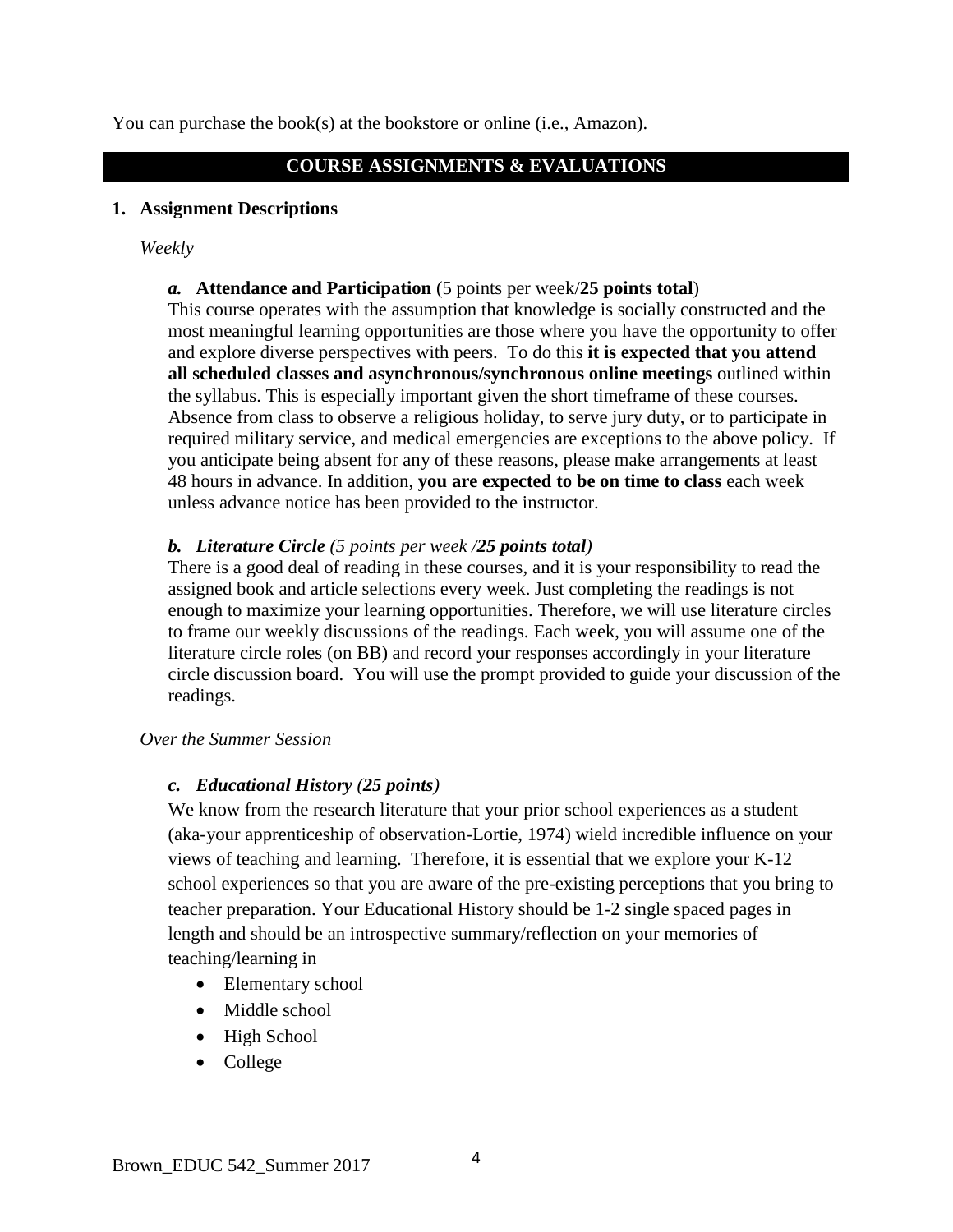You can purchase the book(s) at the bookstore or online (i.e., Amazon).

## COURSE ASSIGNMENTS & EVALUATIONS

### 1. Assignment Descriptions

*Weekly*

***a.*** **Attendance and Participation** (5 points per week/**25 points total**)

This course operates with the assumption that knowledge is socially constructed and the most meaningful learning opportunities are those where you have the opportunity to offer and explore diverse perspectives with peers. To do this **it is expected that you attend all scheduled classes and asynchronous/synchronous online meetings** outlined within the syllabus. This is especially important given the short timeframe of these courses. Absence from class to observe a religious holiday, to serve jury duty, or to participate in required military service, and medical emergencies are exceptions to the above policy. If you anticipate being absent for any of these reasons, please make arrangements at least 48 hours in advance. In addition, **you are expected to be on time to class** each week unless advance notice has been provided to the instructor.

***b. Literature Circle** (5 points per week /**25 points total**)*

There is a good deal of reading in these courses, and it is your responsibility to read the assigned book and article selections every week. Just completing the readings is not enough to maximize your learning opportunities. Therefore, we will use literature circles to frame our weekly discussions of the readings. Each week, you will assume one of the literature circle roles (on BB) and record your responses accordingly in your literature circle discussion board. You will use the prompt provided to guide your discussion of the readings.

*Over the Summer Session*

***c. Educational History (25 points)***

We know from the research literature that your prior school experiences as a student (aka-your apprenticeship of observation-Lortie, 1974) wield incredible influence on your views of teaching and learning. Therefore, it is essential that we explore your K-12 school experiences so that you are aware of the pre-existing perceptions that you bring to teacher preparation. Your Educational History should be 1-2 single spaced pages in length and should be an introspective summary/reflection on your memories of teaching/learning in

- Elementary school
- Middle school
- High School
- College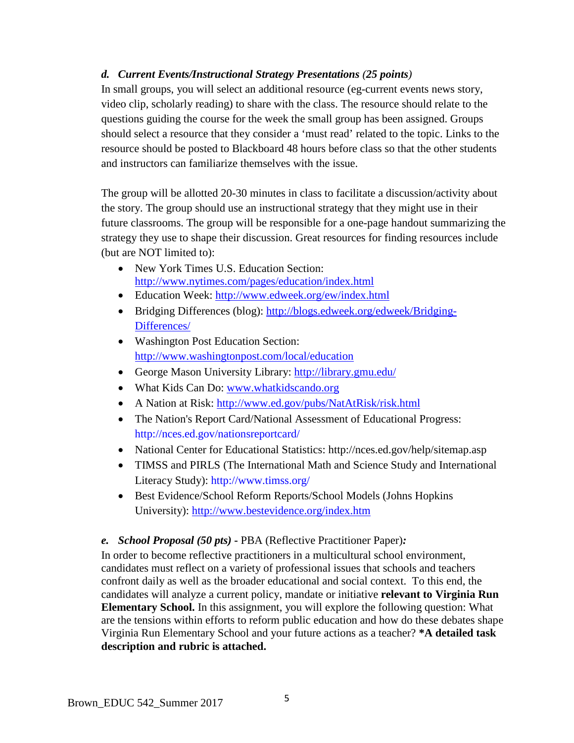### *d. Current Events/Instructional Strategy Presentations (25 points)*

In small groups, you will select an additional resource (eg-current events news story, video clip, scholarly reading) to share with the class. The resource should relate to the questions guiding the course for the week the small group has been assigned. Groups should select a resource that they consider a 'must read' related to the topic. Links to the resource should be posted to Blackboard 48 hours before class so that the other students and instructors can familiarize themselves with the issue.

The group will be allotted 20-30 minutes in class to facilitate a discussion/activity about the story. The group should use an instructional strategy that they might use in their future classrooms. The group will be responsible for a one-page handout summarizing the strategy they use to shape their discussion. Great resources for finding resources include (but are NOT limited to):

- New York Times U.S. Education Section: http://www.nytimes.com/pages/education/index.html
- Education Week: http://www.edweek.org/ew/index.html
- Bridging Differences (blog): http://blogs.edweek.org/edweek/Bridging-Differences/
- Washington Post Education Section: http://www.washingtonpost.com/local/education
- George Mason University Library: http://library.gmu.edu/
- What Kids Can Do: www.whatkidscando.org
- A Nation at Risk: http://www.ed.gov/pubs/NatAtRisk/risk.html
- The Nation's Report Card/National Assessment of Educational Progress: http://nces.ed.gov/nationsreportcard/
- National Center for Educational Statistics: http://nces.ed.gov/help/sitemap.asp
- TIMSS and PIRLS (The International Math and Science Study and International Literacy Study): http://www.timss.org/
- Best Evidence/School Reform Reports/School Models (Johns Hopkins University): http://www.bestevidence.org/index.htm

### *e. School Proposal (50 pts)* - PBA (Reflective Practitioner Paper)*:*

In order to become reflective practitioners in a multicultural school environment, candidates must reflect on a variety of professional issues that schools and teachers confront daily as well as the broader educational and social context. To this end, the candidates will analyze a current policy, mandate or initiative **relevant to Virginia Run Elementary School.** In this assignment, you will explore the following question: What are the tensions within efforts to reform public education and how do these debates shape Virginia Run Elementary School and your future actions as a teacher? **\*A detailed task description and rubric is attached.**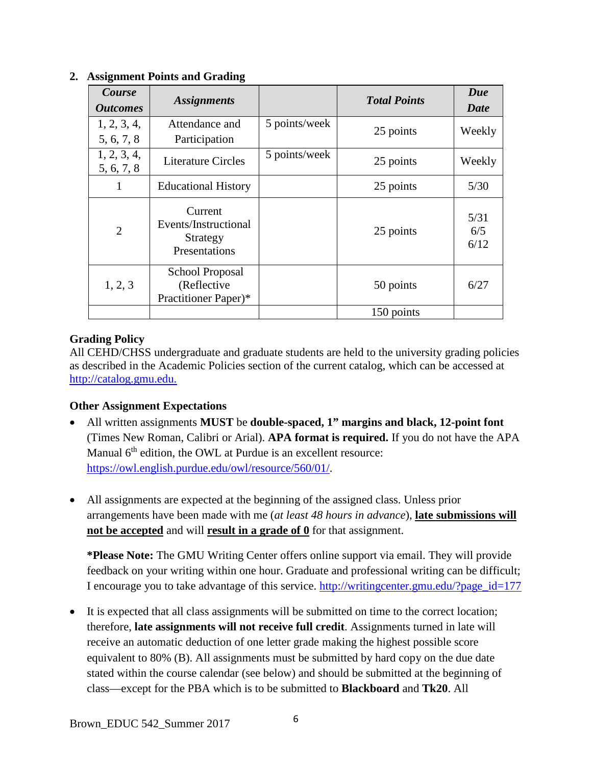## 2. Assignment Points and Grading

| *Course Outcomes* | *Assignments* | | *Total Points* | *Due Date* |
|---|---|---|---|---|
| 1, 2, 3, 4, 5, 6, 7, 8 | Attendance and Participation | 5 points/week | 25 points | Weekly |
| 1, 2, 3, 4, 5, 6, 7, 8 | Literature Circles | 5 points/week | 25 points | Weekly |
| 1 | Educational History | | 25 points | 5/30 |
| 2 | Current Events/Instructional Strategy Presentations | | 25 points | 5/31<br>6/5<br>6/12 |
| 1, 2, 3 | School Proposal (Reflective Practitioner Paper)* | | 50 points | 6/27 |
| | | | 150 points | |

**Grading Policy**

All CEHD/CHSS undergraduate and graduate students are held to the university grading policies as described in the Academic Policies section of the current catalog, which can be accessed at http://catalog.gmu.edu.

**Other Assignment Expectations**

- All written assignments **MUST** be **double-spaced, 1" margins and black, 12-point font** (Times New Roman, Calibri or Arial). **APA format is required.** If you do not have the APA Manual 6th edition, the OWL at Purdue is an excellent resource: https://owl.english.purdue.edu/owl/resource/560/01/.

- All assignments are expected at the beginning of the assigned class. Unless prior arrangements have been made with me (*at least 48 hours in advance*), **late submissions will not be accepted** and will **result in a grade of 0** for that assignment.

  ***Please Note:** The GMU Writing Center offers online support via email. They will provide feedback on your writing within one hour. Graduate and professional writing can be difficult; I encourage you to take advantage of this service. http://writingcenter.gmu.edu/?page_id=177

- It is expected that all class assignments will be submitted on time to the correct location; therefore, **late assignments will not receive full credit**. Assignments turned in late will receive an automatic deduction of one letter grade making the highest possible score equivalent to 80% (B). All assignments must be submitted by hard copy on the due date stated within the course calendar (see below) and should be submitted at the beginning of class—except for the PBA which is to be submitted to **Blackboard** and **Tk20**. All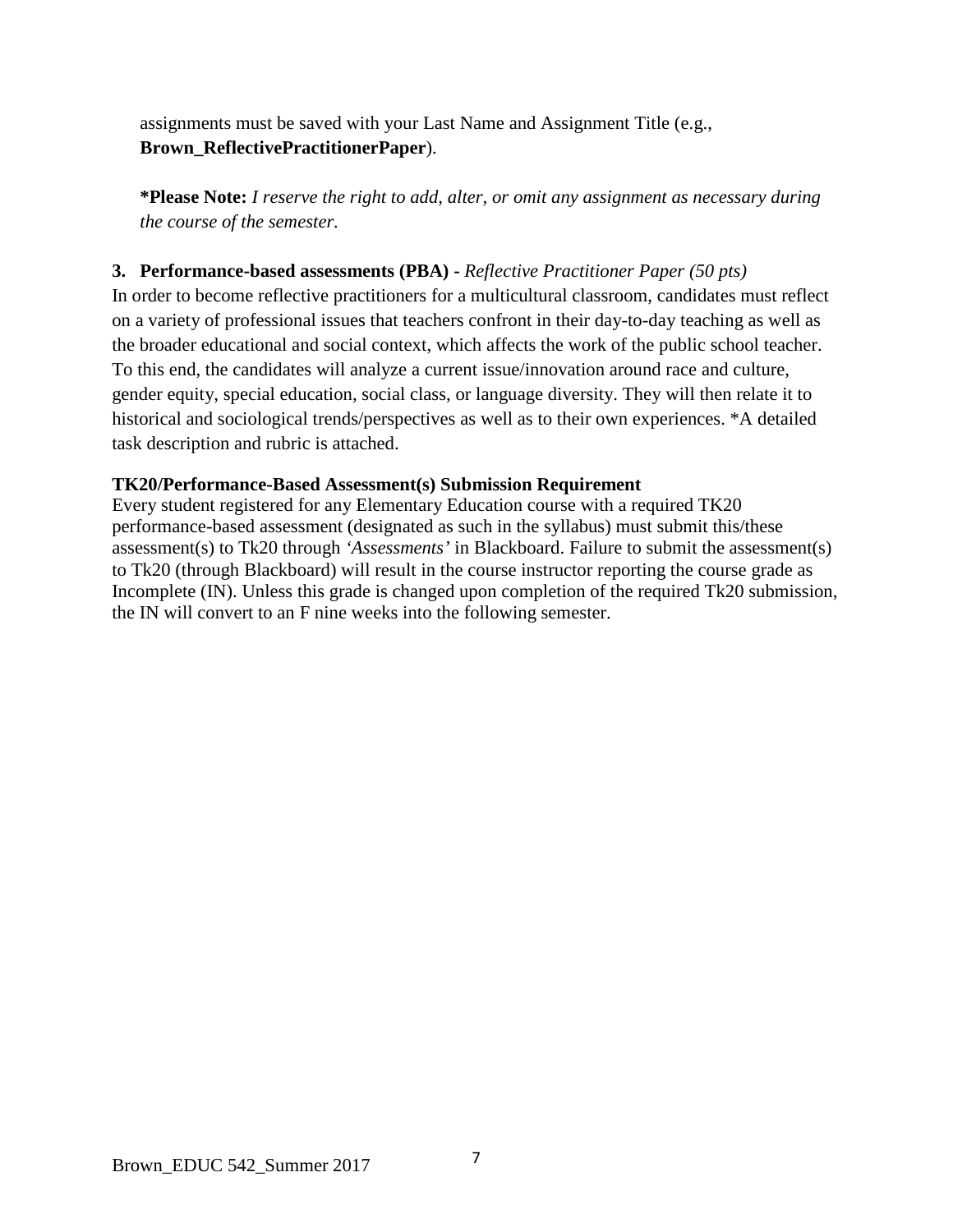assignments must be saved with your Last Name and Assignment Title (e.g., **Brown_ReflectivePractitionerPaper**).

**\*Please Note:** *I reserve the right to add, alter, or omit any assignment as necessary during the course of the semester.*

**3. Performance-based assessments (PBA) -** *Reflective Practitioner Paper (50 pts)*

In order to become reflective practitioners for a multicultural classroom, candidates must reflect on a variety of professional issues that teachers confront in their day-to-day teaching as well as the broader educational and social context, which affects the work of the public school teacher. To this end, the candidates will analyze a current issue/innovation around race and culture, gender equity, special education, social class, or language diversity. They will then relate it to historical and sociological trends/perspectives as well as to their own experiences. *A detailed task description and rubric is attached.

**TK20/Performance-Based Assessment(s) Submission Requirement**

Every student registered for any Elementary Education course with a required TK20 performance-based assessment (designated as such in the syllabus) must submit this/these assessment(s) to Tk20 through *'Assessments'* in Blackboard. Failure to submit the assessment(s) to Tk20 (through Blackboard) will result in the course instructor reporting the course grade as Incomplete (IN). Unless this grade is changed upon completion of the required Tk20 submission, the IN will convert to an F nine weeks into the following semester.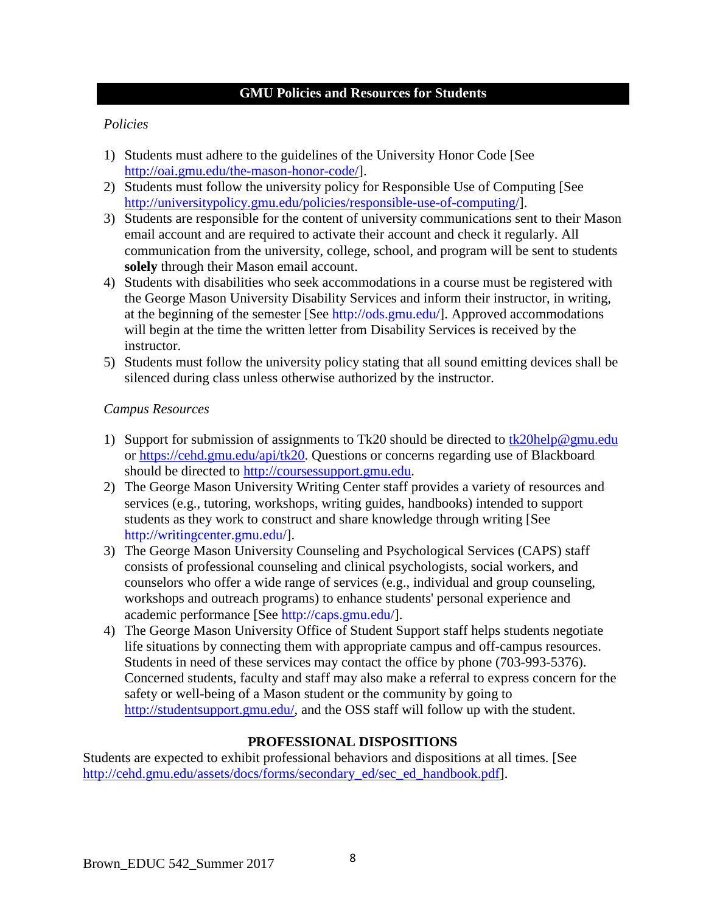## GMU Policies and Resources for Students

*Policies*

1) Students must adhere to the guidelines of the University Honor Code [See http://oai.gmu.edu/the-mason-honor-code/].
2) Students must follow the university policy for Responsible Use of Computing [See http://universitypolicy.gmu.edu/policies/responsible-use-of-computing/].
3) Students are responsible for the content of university communications sent to their Mason email account and are required to activate their account and check it regularly. All communication from the university, college, school, and program will be sent to students **solely** through their Mason email account.
4) Students with disabilities who seek accommodations in a course must be registered with the George Mason University Disability Services and inform their instructor, in writing, at the beginning of the semester [See http://ods.gmu.edu/]. Approved accommodations will begin at the time the written letter from Disability Services is received by the instructor.
5) Students must follow the university policy stating that all sound emitting devices shall be silenced during class unless otherwise authorized by the instructor.

*Campus Resources*

1) Support for submission of assignments to Tk20 should be directed to tk20help@gmu.edu or https://cehd.gmu.edu/api/tk20. Questions or concerns regarding use of Blackboard should be directed to http://coursessupport.gmu.edu.
2) The George Mason University Writing Center staff provides a variety of resources and services (e.g., tutoring, workshops, writing guides, handbooks) intended to support students as they work to construct and share knowledge through writing [See http://writingcenter.gmu.edu/].
3) The George Mason University Counseling and Psychological Services (CAPS) staff consists of professional counseling and clinical psychologists, social workers, and counselors who offer a wide range of services (e.g., individual and group counseling, workshops and outreach programs) to enhance students' personal experience and academic performance [See http://caps.gmu.edu/].
4) The George Mason University Office of Student Support staff helps students negotiate life situations by connecting them with appropriate campus and off-campus resources. Students in need of these services may contact the office by phone (703-993-5376). Concerned students, faculty and staff may also make a referral to express concern for the safety or well-being of a Mason student or the community by going to http://studentsupport.gmu.edu/, and the OSS staff will follow up with the student.

## PROFESSIONAL DISPOSITIONS

Students are expected to exhibit professional behaviors and dispositions at all times. [See http://cehd.gmu.edu/assets/docs/forms/secondary_ed/sec_ed_handbook.pdf].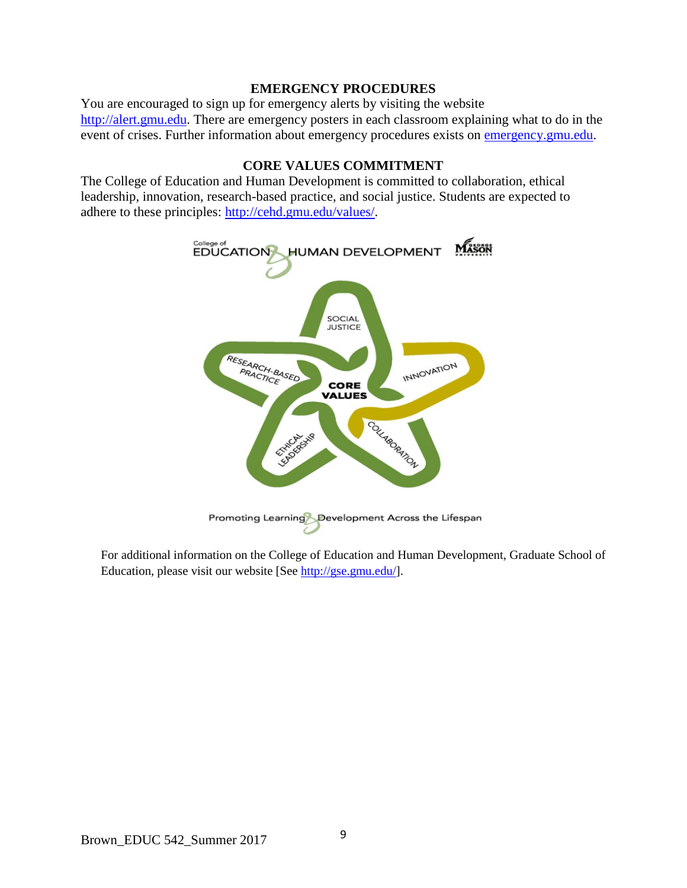## EMERGENCY PROCEDURES

You are encouraged to sign up for emergency alerts by visiting the website http://alert.gmu.edu. There are emergency posters in each classroom explaining what to do in the event of crises. Further information about emergency procedures exists on emergency.gmu.edu.

## CORE VALUES COMMITMENT

The College of Education and Human Development is committed to collaboration, ethical leadership, innovation, research-based practice, and social justice. Students are expected to adhere to these principles: http://cehd.gmu.edu/values/.

For additional information on the College of Education and Human Development, Graduate School of Education, please visit our website [See http://gse.gmu.edu/].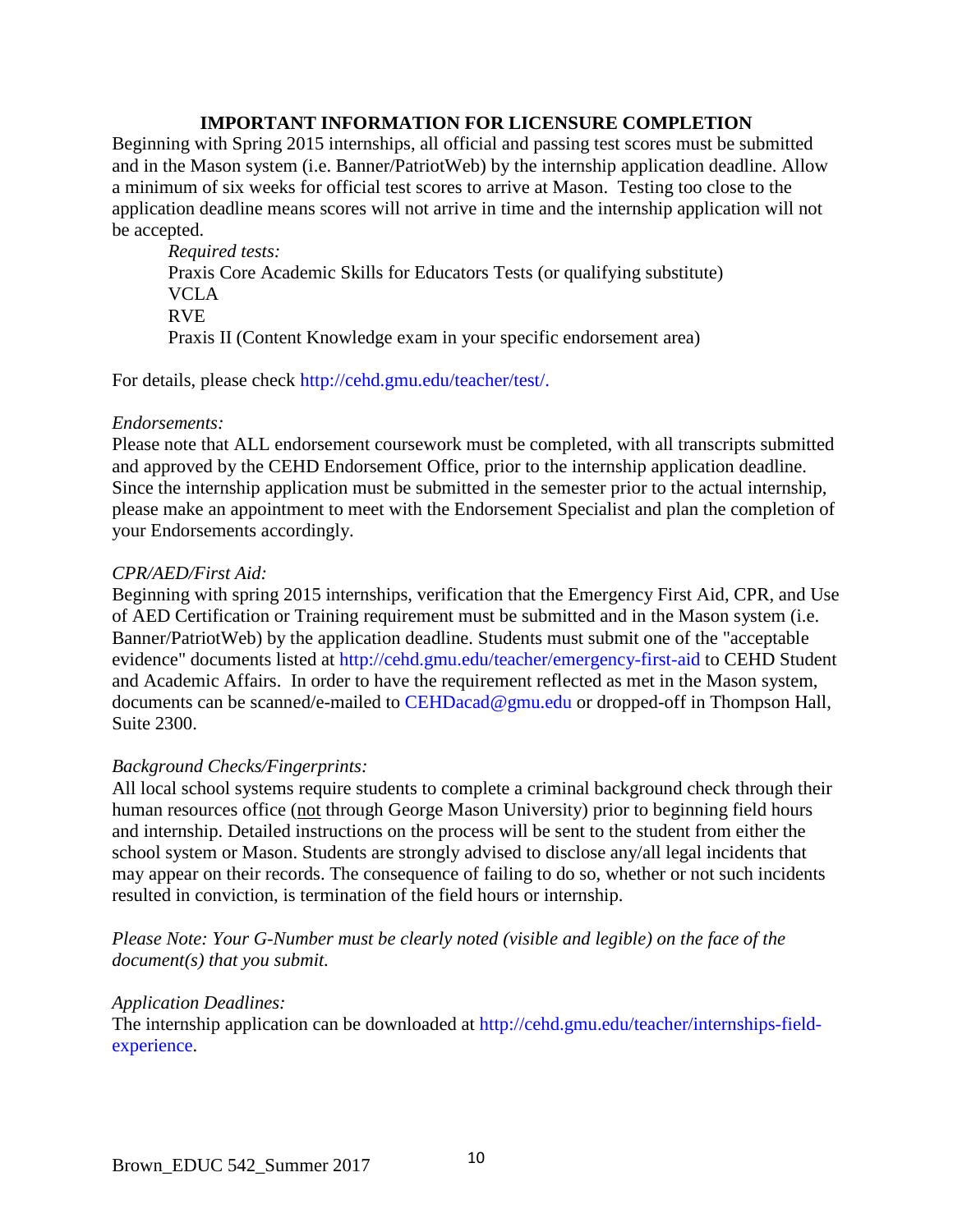## IMPORTANT INFORMATION FOR LICENSURE COMPLETION

Beginning with Spring 2015 internships, all official and passing test scores must be submitted and in the Mason system (i.e. Banner/PatriotWeb) by the internship application deadline. Allow a minimum of six weeks for official test scores to arrive at Mason. Testing too close to the application deadline means scores will not arrive in time and the internship application will not be accepted.

*Required tests:*
Praxis Core Academic Skills for Educators Tests (or qualifying substitute)
VCLA
RVE
Praxis II (Content Knowledge exam in your specific endorsement area)

For details, please check http://cehd.gmu.edu/teacher/test/.

*Endorsements:*
Please note that ALL endorsement coursework must be completed, with all transcripts submitted and approved by the CEHD Endorsement Office, prior to the internship application deadline. Since the internship application must be submitted in the semester prior to the actual internship, please make an appointment to meet with the Endorsement Specialist and plan the completion of your Endorsements accordingly.

*CPR/AED/First Aid:*
Beginning with spring 2015 internships, verification that the Emergency First Aid, CPR, and Use of AED Certification or Training requirement must be submitted and in the Mason system (i.e. Banner/PatriotWeb) by the application deadline. Students must submit one of the "acceptable evidence" documents listed at http://cehd.gmu.edu/teacher/emergency-first-aid to CEHD Student and Academic Affairs. In order to have the requirement reflected as met in the Mason system, documents can be scanned/e-mailed to CEHDacad@gmu.edu or dropped-off in Thompson Hall, Suite 2300.

*Background Checks/Fingerprints:*
All local school systems require students to complete a criminal background check through their human resources office (not through George Mason University) prior to beginning field hours and internship. Detailed instructions on the process will be sent to the student from either the school system or Mason. Students are strongly advised to disclose any/all legal incidents that may appear on their records. The consequence of failing to do so, whether or not such incidents resulted in conviction, is termination of the field hours or internship.

*Please Note: Your G-Number must be clearly noted (visible and legible) on the face of the document(s) that you submit.*

*Application Deadlines:*
The internship application can be downloaded at http://cehd.gmu.edu/teacher/internships-field-experience.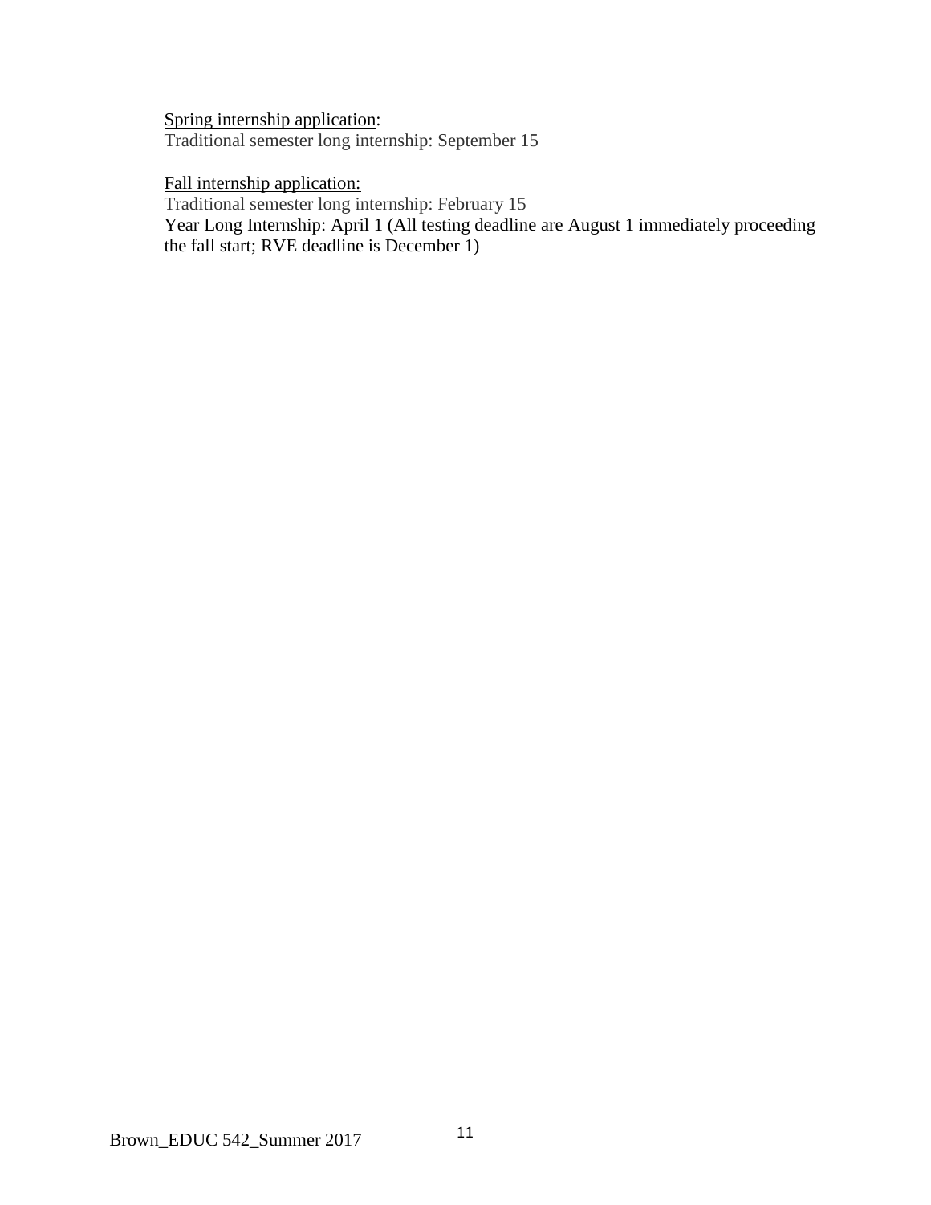Spring internship application:
Traditional semester long internship: September 15

Fall internship application:
Traditional semester long internship: February 15
Year Long Internship: April 1 (All testing deadline are August 1 immediately proceeding the fall start; RVE deadline is December 1)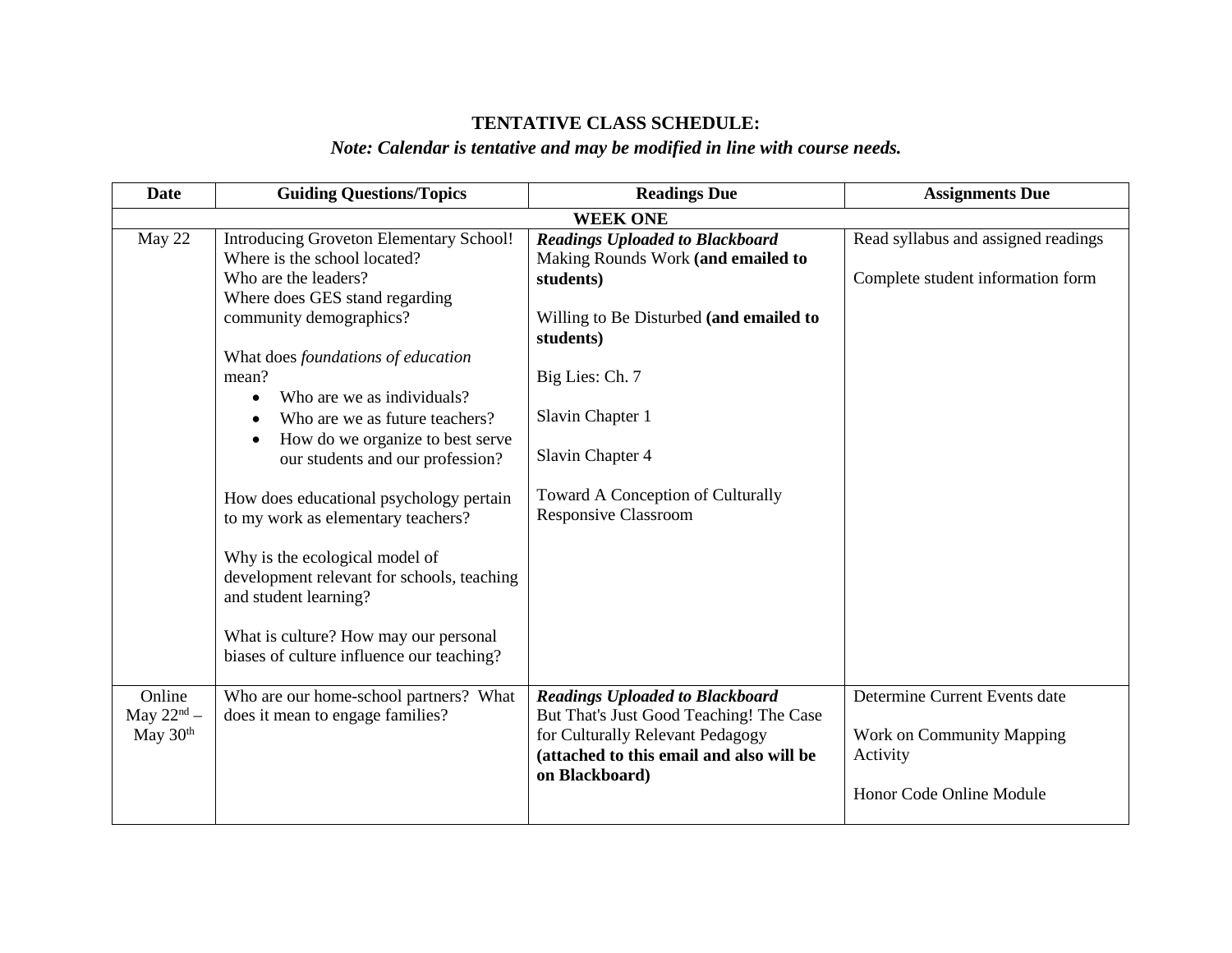**TENTATIVE CLASS SCHEDULE:**

***Note: Calendar is tentative and may be modified in line with course needs.***

| Date | Guiding Questions/Topics | Readings Due | Assignments Due |
|---|---|---|---|
| **WEEK ONE** | | | |
| May 22 | Introducing Groveton Elementary School!<br>Where is the school located?<br>Who are the leaders?<br>Where does GES stand regarding community demographics?<br><br>What does *foundations of education* mean?<br>• Who are we as individuals?<br>• Who are we as future teachers?<br>• How do we organize to best serve our students and our profession?<br><br>How does educational psychology pertain to my work as elementary teachers?<br><br>Why is the ecological model of development relevant for schools, teaching and student learning?<br><br>What is culture? How may our personal biases of culture influence our teaching? | ***Readings Uploaded to Blackboard***<br>Making Rounds Work **(and emailed to students)**<br><br>Willing to Be Disturbed **(and emailed to students)**<br><br>Big Lies: Ch. 7<br><br>Slavin Chapter 1<br><br>Slavin Chapter 4<br><br>Toward A Conception of Culturally Responsive Classroom | Read syllabus and assigned readings<br><br>Complete student information form |
| Online<br>May 22nd – May 30th | Who are our home-school partners? What does it mean to engage families? | ***Readings Uploaded to Blackboard***<br>But That's Just Good Teaching! The Case for Culturally Relevant Pedagogy **(attached to this email and also will be on Blackboard)** | Determine Current Events date<br><br>Work on Community Mapping Activity<br><br>Honor Code Online Module |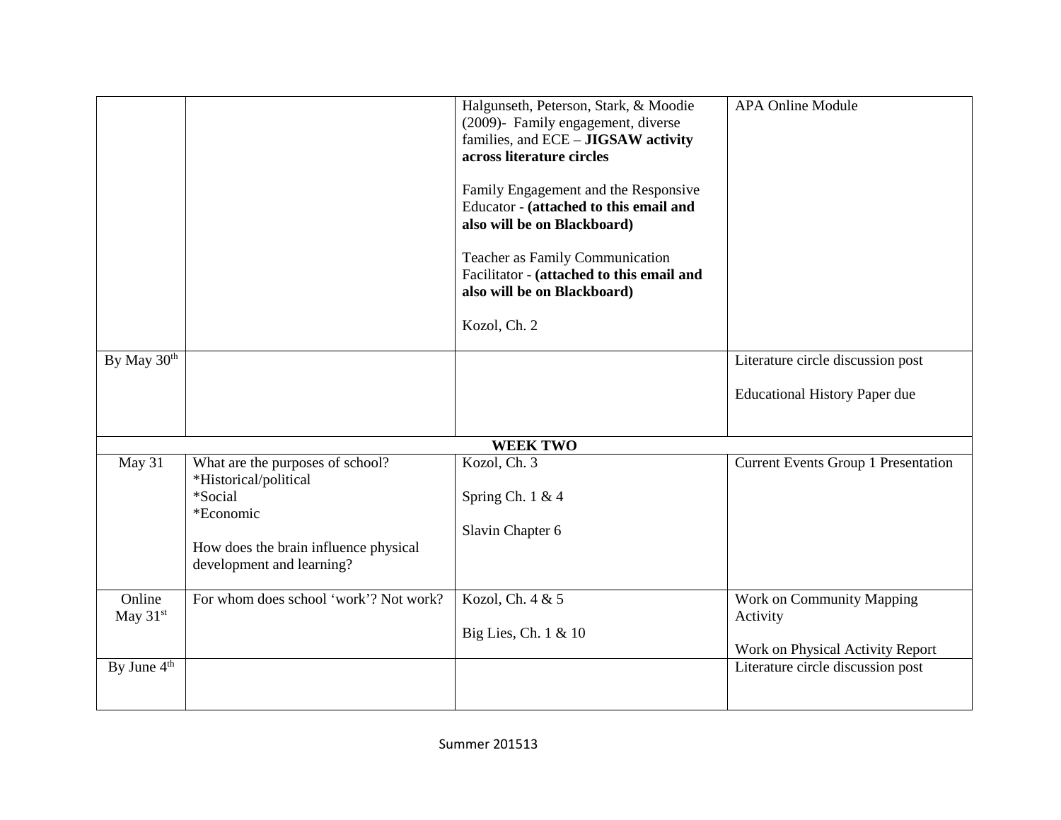| | | | |
|---|---|---|---|
| | | Halgunseth, Peterson, Stark, & Moodie (2009)- Family engagement, diverse families, and ECE – **JIGSAW activity across literature circles**<br><br>Family Engagement and the Responsive Educator - **(attached to this email and also will be on Blackboard)**<br><br>Teacher as Family Communication Facilitator - **(attached to this email and also will be on Blackboard)**<br><br>Kozol, Ch. 2 | APA Online Module |
| By May 30th | | | Literature circle discussion post<br><br>Educational History Paper due |
| **WEEK TWO** | | | |
| May 31 | What are the purposes of school?<br>*Historical/political<br>*Social<br>*Economic<br><br>How does the brain influence physical development and learning? | Kozol, Ch. 3<br><br>Spring Ch. 1 & 4<br><br>Slavin Chapter 6 | Current Events Group 1 Presentation |
| Online May 31st | For whom does school 'work'? Not work? | Kozol, Ch. 4 & 5<br><br>Big Lies, Ch. 1 & 10 | Work on Community Mapping Activity<br><br>Work on Physical Activity Report |
| By June 4th | | | Literature circle discussion post |

Summer 201513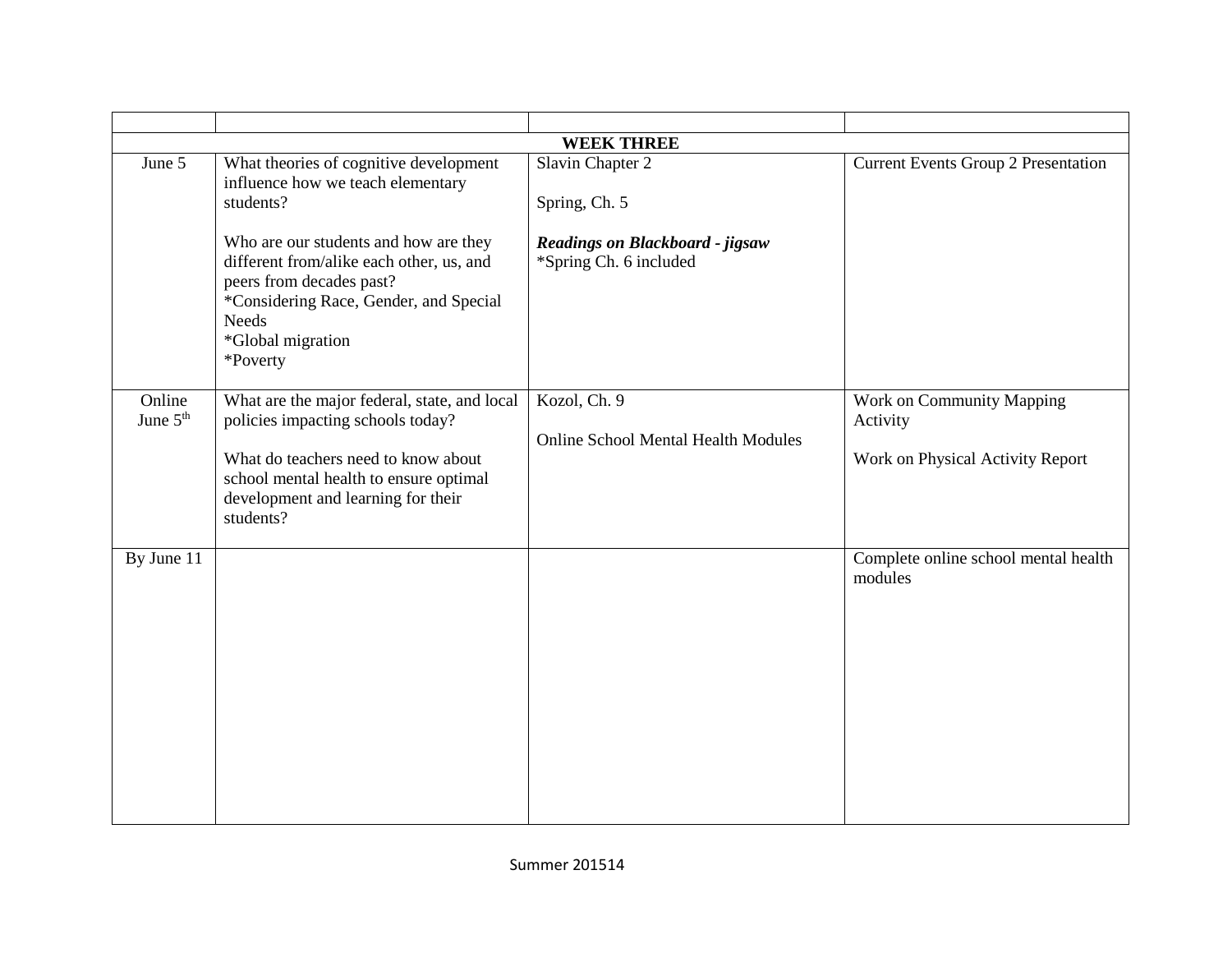| | | | |
|---|---|---|---|
| | **WEEK THREE** | | |
| June 5 | What theories of cognitive development influence how we teach elementary students?<br><br>Who are our students and how are they different from/alike each other, us, and peers from decades past?<br>*Considering Race, Gender, and Special Needs<br>*Global migration<br>*Poverty | Slavin Chapter 2<br><br>Spring, Ch. 5<br><br>***Readings on Blackboard - jigsaw***<br>*Spring Ch. 6 included | Current Events Group 2 Presentation |
| Online June 5th | What are the major federal, state, and local policies impacting schools today?<br><br>What do teachers need to know about school mental health to ensure optimal development and learning for their students? | Kozol, Ch. 9<br><br>Online School Mental Health Modules | Work on Community Mapping Activity<br><br>Work on Physical Activity Report |
| By June 11 | | | Complete online school mental health modules |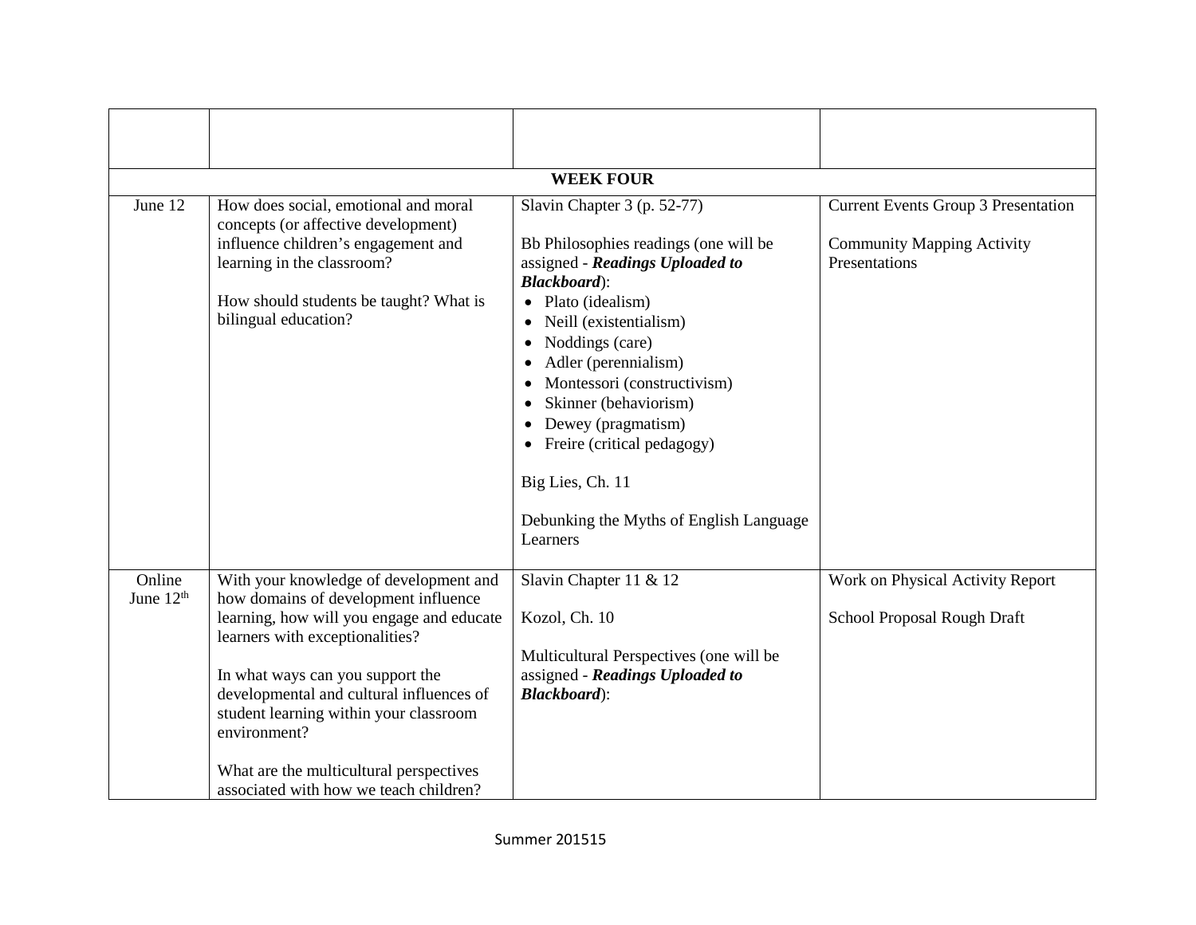| | | | |
|---|---|---|---|
| **WEEK FOUR** | | | |
| June 12 | How does social, emotional and moral concepts (or affective development) influence children's engagement and learning in the classroom?<br><br>How should students be taught? What is bilingual education? | Slavin Chapter 3 (p. 52-77)<br><br>Bb Philosophies readings (one will be assigned - ***Readings Uploaded to Blackboard***):<br>• Plato (idealism)<br>• Neill (existentialism)<br>• Noddings (care)<br>• Adler (perennialism)<br>• Montessori (constructivism)<br>• Skinner (behaviorism)<br>• Dewey (pragmatism)<br>• Freire (critical pedagogy)<br><br>Big Lies, Ch. 11<br><br>Debunking the Myths of English Language Learners | Current Events Group 3 Presentation<br><br>Community Mapping Activity Presentations |
| Online June 12th | With your knowledge of development and how domains of development influence learning, how will you engage and educate learners with exceptionalities?<br><br>In what ways can you support the developmental and cultural influences of student learning within your classroom environment?<br><br>What are the multicultural perspectives associated with how we teach children? | Slavin Chapter 11 & 12<br><br>Kozol, Ch. 10<br><br>Multicultural Perspectives (one will be assigned - ***Readings Uploaded to Blackboard***): | Work on Physical Activity Report<br><br>School Proposal Rough Draft |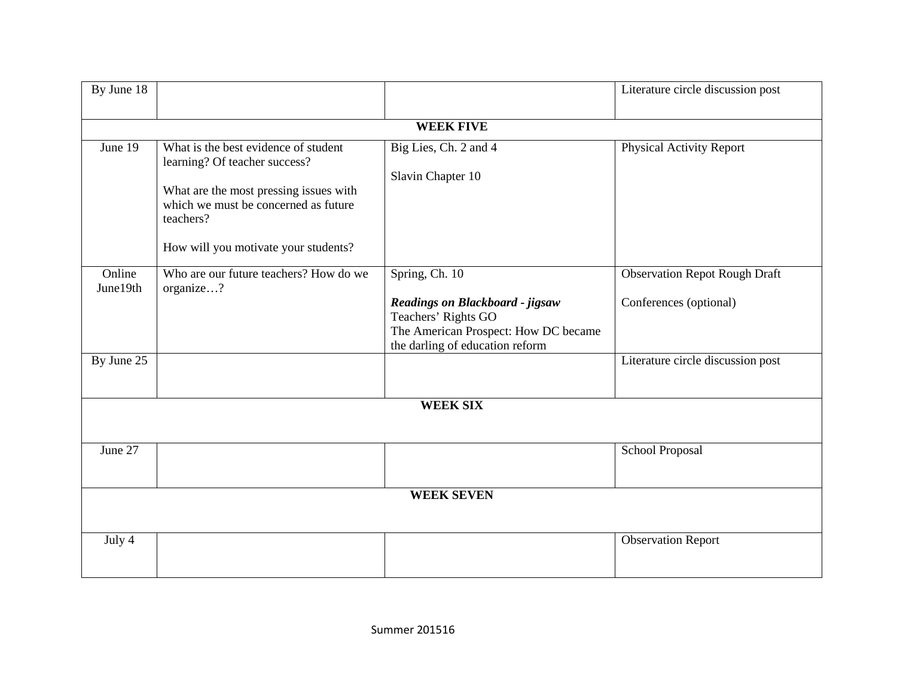| | | | |
|---|---|---|---|
| By June 18 | | | Literature circle discussion post |
| **WEEK FIVE** | | | |
| June 19 | What is the best evidence of student learning? Of teacher success?<br><br>What are the most pressing issues with which we must be concerned as future teachers?<br><br>How will you motivate your students? | Big Lies, Ch. 2 and 4<br><br>Slavin Chapter 10 | Physical Activity Report |
| Online June19th | Who are our future teachers? How do we organize…? | Spring, Ch. 10<br><br>***Readings on Blackboard - jigsaw***<br>Teachers' Rights GO<br>The American Prospect: How DC became the darling of education reform | Observation Repot Rough Draft<br><br>Conferences (optional) |
| By June 25 | | | Literature circle discussion post |
| **WEEK SIX** | | | |
| June 27 | | | School Proposal |
| **WEEK SEVEN** | | | |
| July 4 | | | Observation Report |

Summer 201516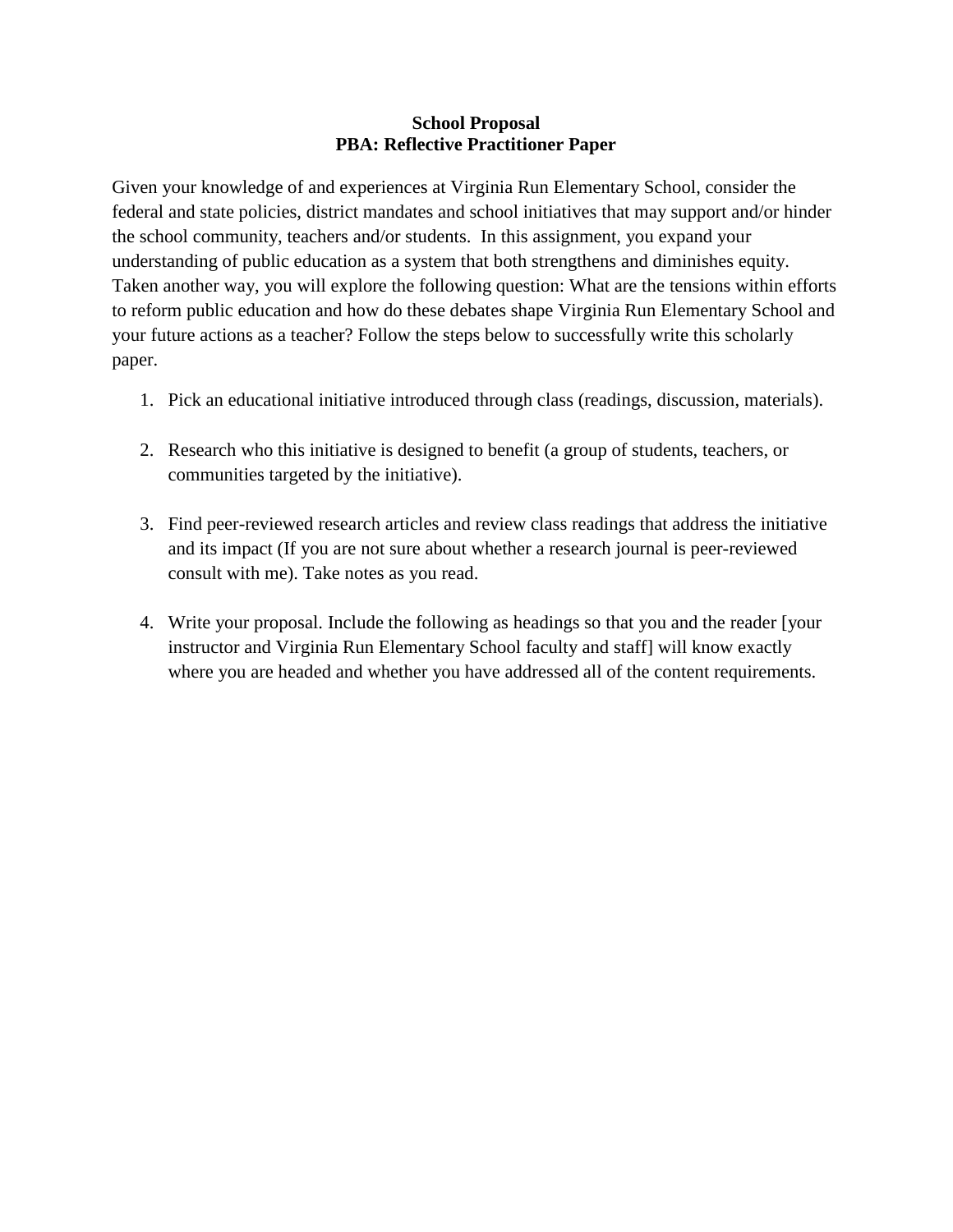**School Proposal**
**PBA: Reflective Practitioner Paper**

Given your knowledge of and experiences at Virginia Run Elementary School, consider the federal and state policies, district mandates and school initiatives that may support and/or hinder the school community, teachers and/or students. In this assignment, you expand your understanding of public education as a system that both strengthens and diminishes equity. Taken another way, you will explore the following question: What are the tensions within efforts to reform public education and how do these debates shape Virginia Run Elementary School and your future actions as a teacher? Follow the steps below to successfully write this scholarly paper.

1. Pick an educational initiative introduced through class (readings, discussion, materials).

2. Research who this initiative is designed to benefit (a group of students, teachers, or communities targeted by the initiative).

3. Find peer-reviewed research articles and review class readings that address the initiative and its impact (If you are not sure about whether a research journal is peer-reviewed consult with me). Take notes as you read.

4. Write your proposal. Include the following as headings so that you and the reader [your instructor and Virginia Run Elementary School faculty and staff] will know exactly where you are headed and whether you have addressed all of the content requirements.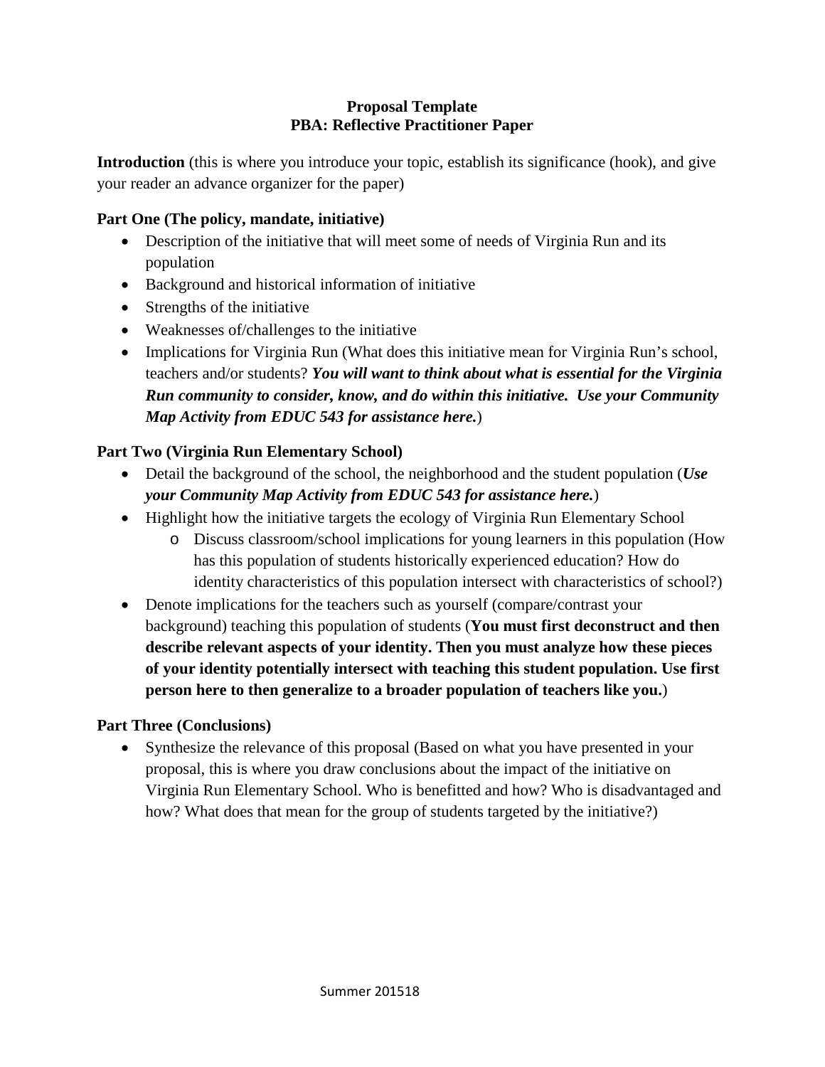**Proposal Template**
**PBA: Reflective Practitioner Paper**

**Introduction** (this is where you introduce your topic, establish its significance (hook), and give your reader an advance organizer for the paper)

**Part One (The policy, mandate, initiative)**

- Description of the initiative that will meet some of needs of Virginia Run and its population
- Background and historical information of initiative
- Strengths of the initiative
- Weaknesses of/challenges to the initiative
- Implications for Virginia Run (What does this initiative mean for Virginia Run's school, teachers and/or students? ***You will want to think about what is essential for the Virginia Run community to consider, know, and do within this initiative. Use your Community Map Activity from EDUC 543 for assistance here.***)

**Part Two (Virginia Run Elementary School)**

- Detail the background of the school, the neighborhood and the student population (***Use your Community Map Activity from EDUC 543 for assistance here.***)
- Highlight how the initiative targets the ecology of Virginia Run Elementary School
  - Discuss classroom/school implications for young learners in this population (How has this population of students historically experienced education? How do identity characteristics of this population intersect with characteristics of school?)
- Denote implications for the teachers such as yourself (compare/contrast your background) teaching this population of students (**You must first deconstruct and then describe relevant aspects of your identity. Then you must analyze how these pieces of your identity potentially intersect with teaching this student population. Use first person here to then generalize to a broader population of teachers like you.**)

**Part Three (Conclusions)**

- Synthesize the relevance of this proposal (Based on what you have presented in your proposal, this is where you draw conclusions about the impact of the initiative on Virginia Run Elementary School. Who is benefitted and how? Who is disadvantaged and how? What does that mean for the group of students targeted by the initiative?)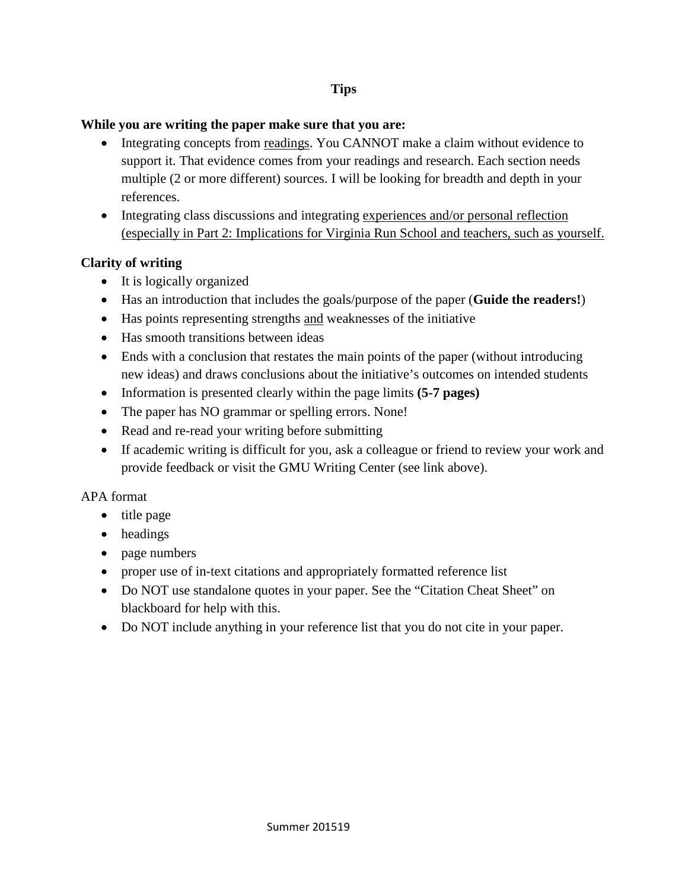## Tips

**While you are writing the paper make sure that you are:**

- Integrating concepts from <u>readings</u>. You CANNOT make a claim without evidence to support it. That evidence comes from your readings and research. Each section needs multiple (2 or more different) sources. I will be looking for breadth and depth in your references.
- Integrating class discussions and integrating <u>experiences and/or personal reflection (especially in Part 2: Implications for Virginia Run School and teachers, such as yourself.</u>

**Clarity of writing**

- It is logically organized
- Has an introduction that includes the goals/purpose of the paper (**Guide the readers!**)
- Has points representing strengths <u>and</u> weaknesses of the initiative
- Has smooth transitions between ideas
- Ends with a conclusion that restates the main points of the paper (without introducing new ideas) and draws conclusions about the initiative's outcomes on intended students
- Information is presented clearly within the page limits **(5-7 pages)**
- The paper has NO grammar or spelling errors. None!
- Read and re-read your writing before submitting
- If academic writing is difficult for you, ask a colleague or friend to review your work and provide feedback or visit the GMU Writing Center (see link above).

APA format

- title page
- headings
- page numbers
- proper use of in-text citations and appropriately formatted reference list
- Do NOT use standalone quotes in your paper. See the "Citation Cheat Sheet" on blackboard for help with this.
- Do NOT include anything in your reference list that you do not cite in your paper.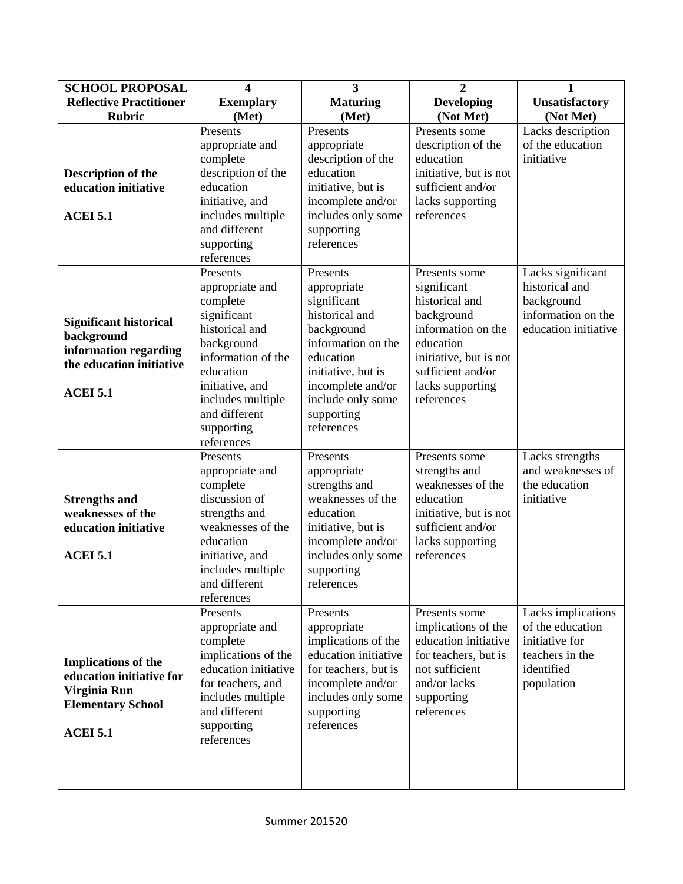| SCHOOL PROPOSAL Reflective Practitioner Rubric | 4 Exemplary (Met) | 3 Maturing (Met) | 2 Developing (Not Met) | 1 Unsatisfactory (Not Met) |
|---|---|---|---|---|
| **Description of the education initiative**<br><br>**ACEI 5.1** | Presents appropriate and complete description of the education initiative, and includes multiple and different supporting references | Presents appropriate description of the education initiative, but is incomplete and/or includes only some supporting references | Presents some description of the education initiative, but is not sufficient and/or lacks supporting references | Lacks description of the education initiative |
| **Significant historical background information regarding the education initiative**<br><br>**ACEI 5.1** | Presents appropriate and complete significant historical and background information of the education initiative, and includes multiple and different supporting references | Presents appropriate significant historical and background information on the education initiative, but is incomplete and/or include only some supporting references | Presents some significant historical and background information on the education initiative, but is not sufficient and/or lacks supporting references | Lacks significant historical and background information on the education initiative |
| **Strengths and weaknesses of the education initiative**<br><br>**ACEI 5.1** | Presents appropriate and complete discussion of strengths and weaknesses of the education initiative, and includes multiple and different references | Presents appropriate strengths and weaknesses of the education initiative, but is incomplete and/or includes only some supporting references | Presents some strengths and weaknesses of the education initiative, but is not sufficient and/or lacks supporting references | Lacks strengths and weaknesses of the education initiative |
| **Implications of the education initiative for Virginia Run Elementary School**<br><br>**ACEI 5.1** | Presents appropriate and complete implications of the education initiative for teachers, and includes multiple and different supporting references | Presents appropriate implications of the education initiative for teachers, but is incomplete and/or includes only some supporting references | Presents some implications of the education initiative for teachers, but is not sufficient and/or lacks supporting references | Lacks implications of the education initiative for teachers in the identified population |

Summer 201520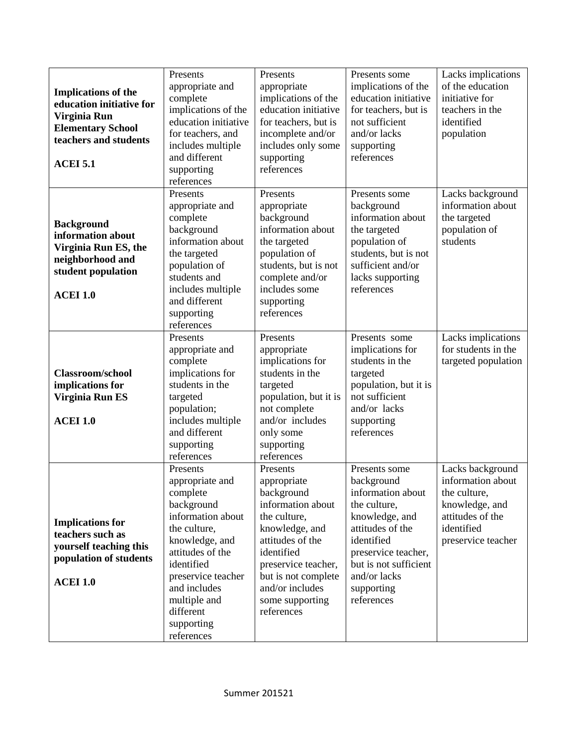| | | | | |
|---|---|---|---|---|
| **Implications of the education initiative for Virginia Run Elementary School teachers and students**<br><br>**ACEI 5.1** | Presents appropriate and complete implications of the education initiative for teachers, and includes multiple and different supporting references | Presents appropriate implications of the education initiative for teachers, but is incomplete and/or includes only some supporting references | Presents some implications of the education initiative for teachers, but is not sufficient and/or lacks supporting references | Lacks implications of the education initiative for teachers in the identified population |
| **Background information about Virginia Run ES, the neighborhood and student population**<br><br>**ACEI 1.0** | Presents appropriate and complete background information about the targeted population of students and includes multiple and different supporting references | Presents appropriate background information about the targeted population of students, but is not complete and/or includes some supporting references | Presents some background information about the targeted population of students, but is not sufficient and/or lacks supporting references | Lacks background information about the targeted population of students |
| **Classroom/school implications for Virginia Run ES**<br><br>**ACEI 1.0** | Presents appropriate and complete implications for students in the targeted population; includes multiple and different supporting references | Presents appropriate implications for students in the targeted population, but it is not complete and/or includes only some supporting references | Presents some implications for students in the targeted population, but it is not sufficient and/or lacks supporting references | Lacks implications for students in the targeted population |
| **Implications for teachers such as yourself teaching this population of students**<br><br>**ACEI 1.0** | Presents appropriate and complete background information about the culture, knowledge, and attitudes of the identified preservice teacher and includes multiple and different supporting references | Presents appropriate background information about the culture, knowledge, and attitudes of the identified preservice teacher, but is not complete and/or includes some supporting references | Presents some background information about the culture, knowledge, and attitudes of the identified preservice teacher, but is not sufficient and/or lacks supporting references | Lacks background information about the culture, knowledge, and attitudes of the identified preservice teacher |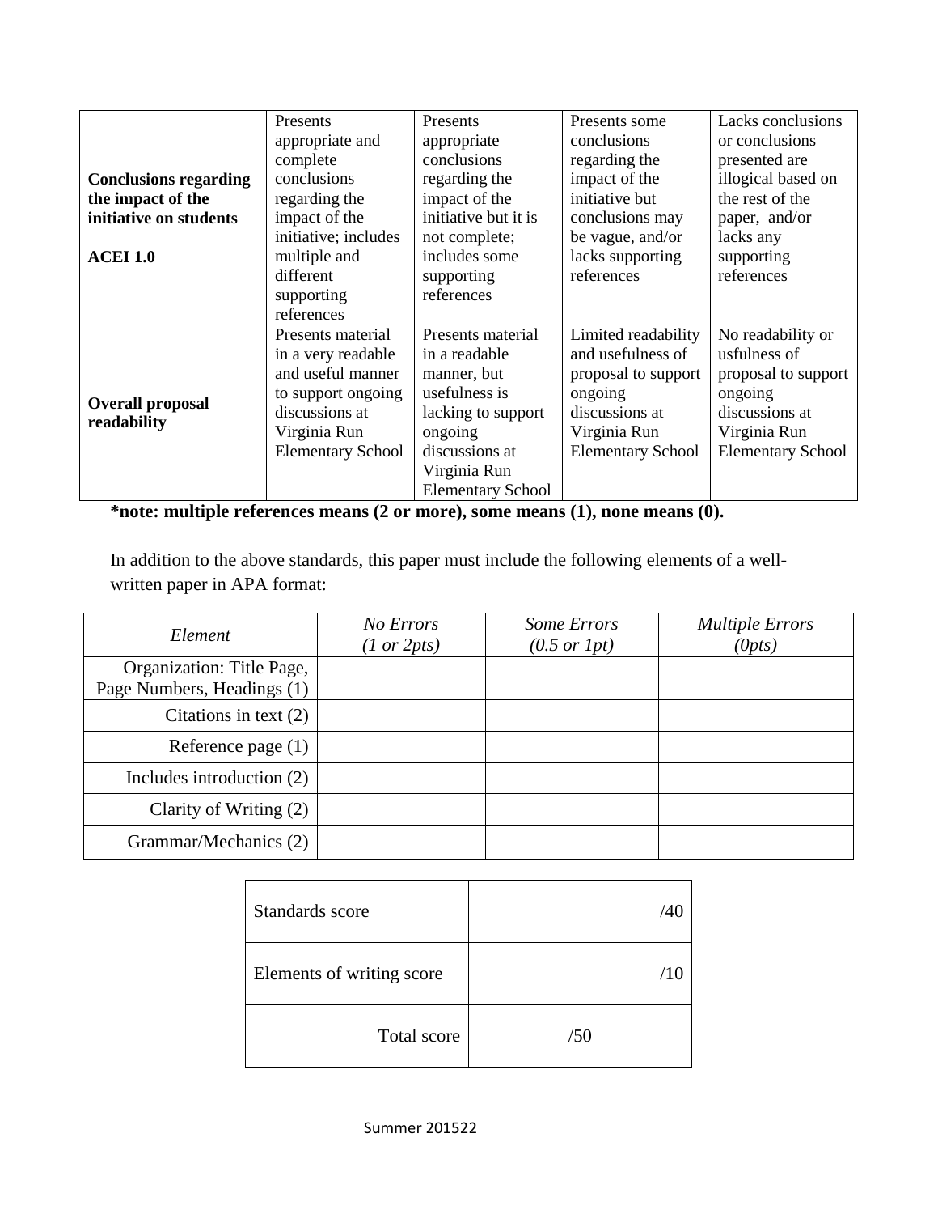| | | | | |
|---|---|---|---|---|
| **Conclusions regarding the impact of the initiative on students**<br><br>**ACEI 1.0** | Presents appropriate and complete conclusions regarding the impact of the initiative; includes multiple and different supporting references | Presents appropriate conclusions regarding the impact of the initiative but it is not complete; includes some supporting references | Presents some conclusions regarding the impact of the initiative but conclusions may be vague, and/or lacks supporting references | Lacks conclusions or conclusions presented are illogical based on the rest of the paper, and/or lacks any supporting references |
| **Overall proposal readability** | Presents material in a very readable and useful manner to support ongoing discussions at Virginia Run Elementary School | Presents material in a readable manner, but usefulness is lacking to support ongoing discussions at Virginia Run Elementary School | Limited readability and usefulness of proposal to support ongoing discussions at Virginia Run Elementary School | No readability or usfulness of proposal to support ongoing discussions at Virginia Run Elementary School |

**\*note: multiple references means (2 or more), some means (1), none means (0).**

In addition to the above standards, this paper must include the following elements of a well-written paper in APA format:

| *Element* | *No Errors (1 or 2pts)* | *Some Errors (0.5 or 1pt)* | *Multiple Errors (0pts)* |
|---|---|---|---|
| Organization: Title Page, Page Numbers, Headings (1) | | | |
| Citations in text (2) | | | |
| Reference page (1) | | | |
| Includes introduction (2) | | | |
| Clarity of Writing (2) | | | |
| Grammar/Mechanics (2) | | | |

| | |
|---|---|
| Standards score | /40 |
| Elements of writing score | /10 |
| Total score | /50 |

Summer 2015